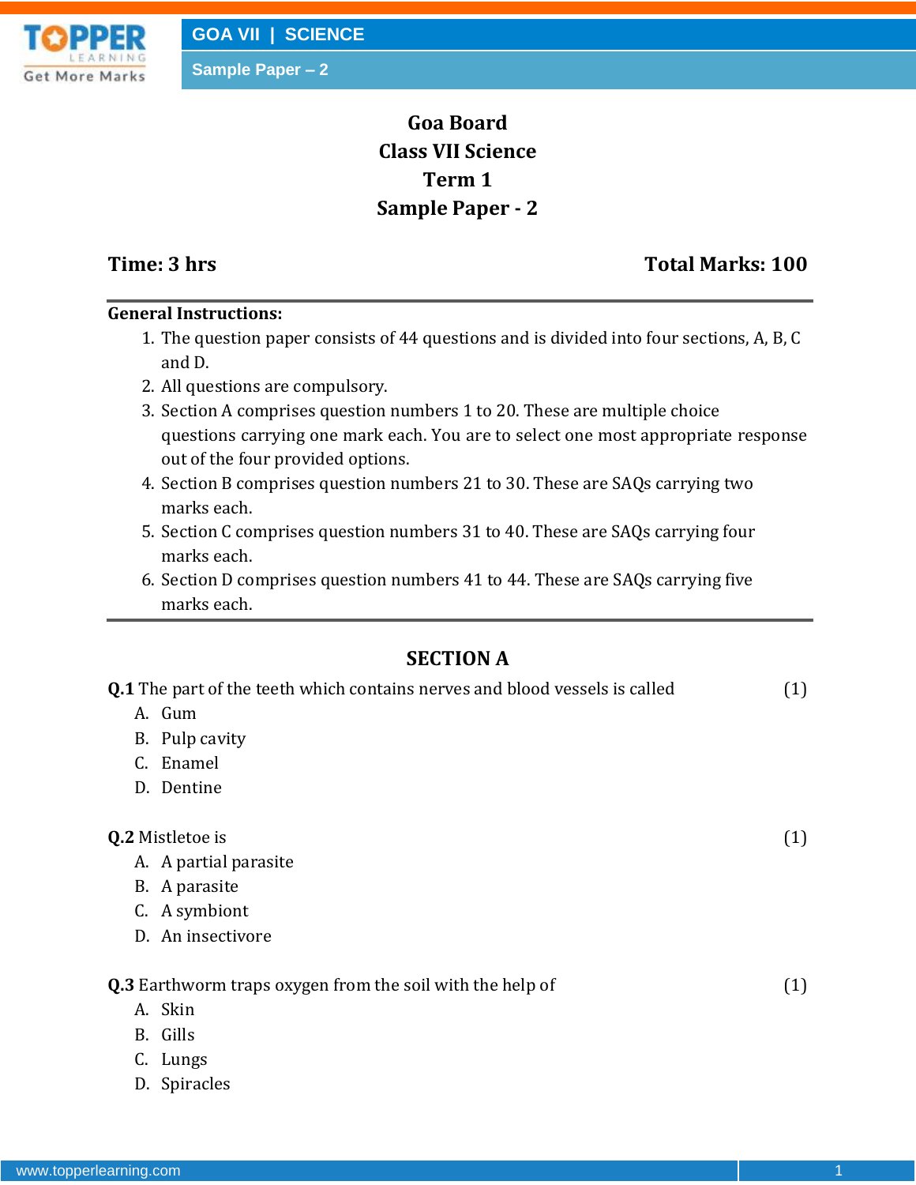# Goa Board
# Class VII Science
# Term 1
# Sample Paper - 2

**Time: 3 hrs** **Total Marks: 100**

---

**General Instructions:**

1. The question paper consists of 44 questions and is divided into four sections, A, B, C and D.
2. All questions are compulsory.
3. Section A comprises question numbers 1 to 20. These are multiple choice questions carrying one mark each. You are to select one most appropriate response out of the four provided options.
4. Section B comprises question numbers 21 to 30. These are SAQs carrying two marks each.
5. Section C comprises question numbers 31 to 40. These are SAQs carrying four marks each.
6. Section D comprises question numbers 41 to 44. These are SAQs carrying five marks each.

---

## SECTION A

**Q.1** The part of the teeth which contains nerves and blood vessels is called (1)

A. Gum
B. Pulp cavity
C. Enamel
D. Dentine

**Q.2** Mistletoe is (1)

A. A partial parasite
B. A parasite
C. A symbiont
D. An insectivore

**Q.3** Earthworm traps oxygen from the soil with the help of (1)

A. Skin
B. Gills
C. Lungs
D. Spiracles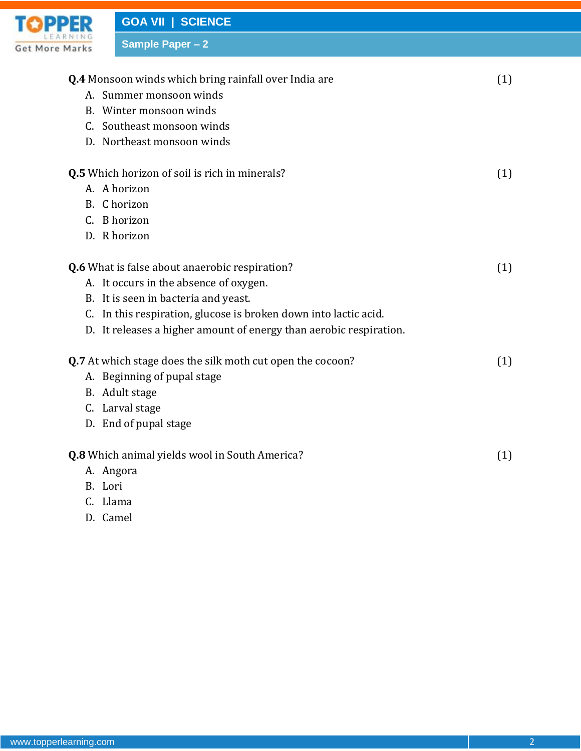**Q.4** Monsoon winds which bring rainfall over India are (1)

A. Summer monsoon winds
B. Winter monsoon winds
C. Southeast monsoon winds
D. Northeast monsoon winds

**Q.5** Which horizon of soil is rich in minerals? (1)

A. A horizon
B. C horizon
C. B horizon
D. R horizon

**Q.6** What is false about anaerobic respiration? (1)

A. It occurs in the absence of oxygen.
B. It is seen in bacteria and yeast.
C. In this respiration, glucose is broken down into lactic acid.
D. It releases a higher amount of energy than aerobic respiration.

**Q.7** At which stage does the silk moth cut open the cocoon? (1)

A. Beginning of pupal stage
B. Adult stage
C. Larval stage
D. End of pupal stage

**Q.8** Which animal yields wool in South America? (1)

A. Angora
B. Lori
C. Llama
D. Camel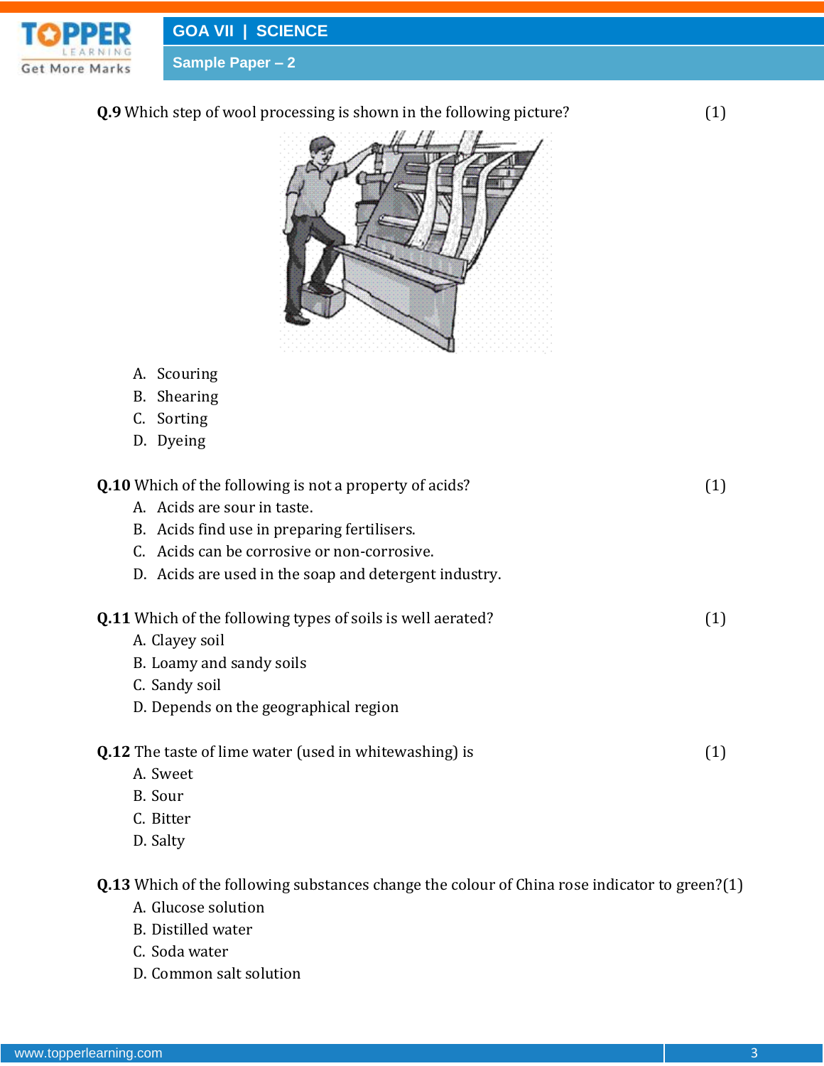**Q.9** Which step of wool processing is shown in the following picture? (1)

A. Scouring
B. Shearing
C. Sorting
D. Dyeing

**Q.10** Which of the following is not a property of acids? (1)

A. Acids are sour in taste.
B. Acids find use in preparing fertilisers.
C. Acids can be corrosive or non-corrosive.
D. Acids are used in the soap and detergent industry.

**Q.11** Which of the following types of soils is well aerated? (1)

A. Clayey soil
B. Loamy and sandy soils
C. Sandy soil
D. Depends on the geographical region

**Q.12** The taste of lime water (used in whitewashing) is (1)

A. Sweet
B. Sour
C. Bitter
D. Salty

**Q.13** Which of the following substances change the colour of China rose indicator to green?(1)

A. Glucose solution
B. Distilled water
C. Soda water
D. Common salt solution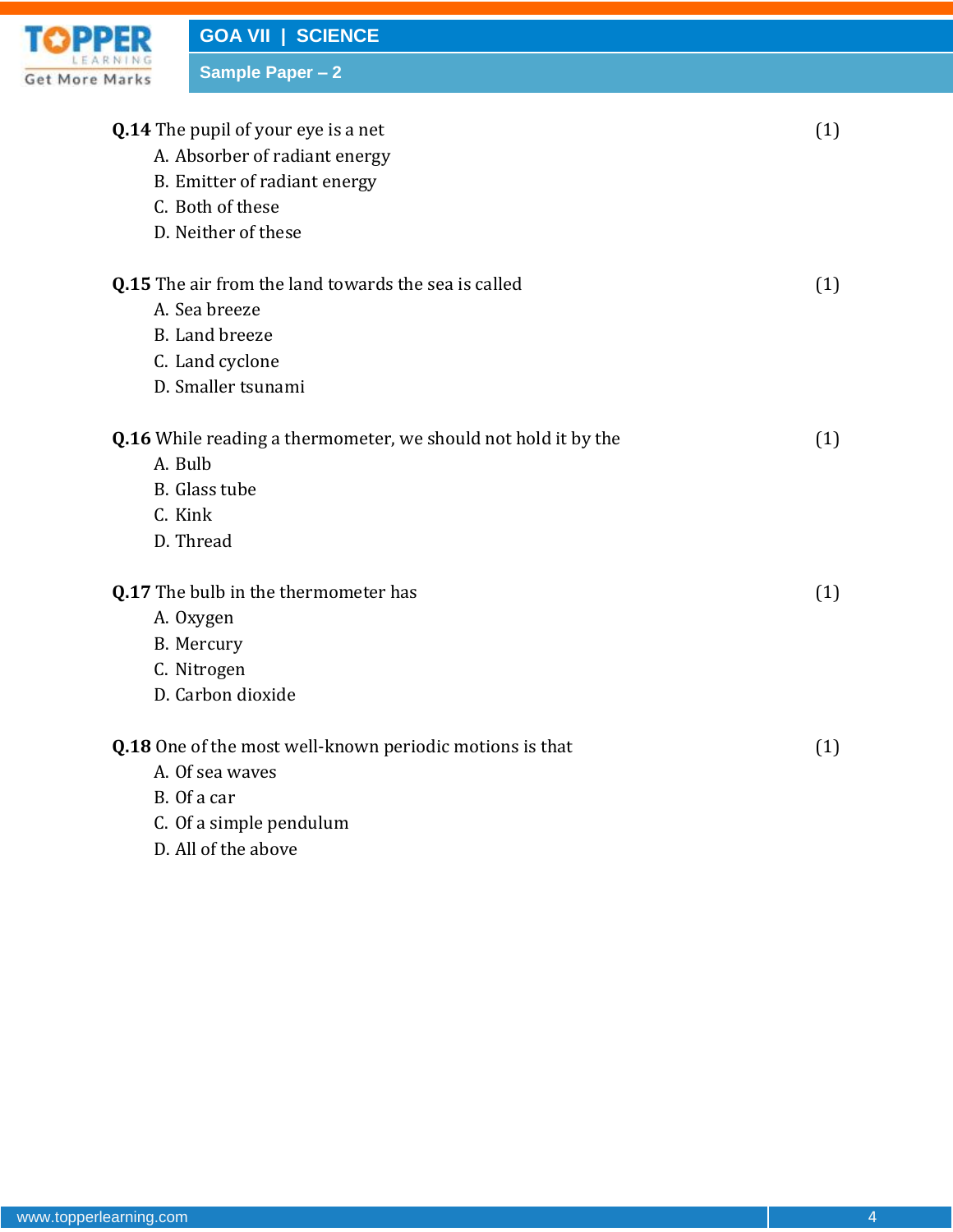**Q.14** The pupil of your eye is a net (1)

A. Absorber of radiant energy
B. Emitter of radiant energy
C. Both of these
D. Neither of these

**Q.15** The air from the land towards the sea is called (1)

A. Sea breeze
B. Land breeze
C. Land cyclone
D. Smaller tsunami

**Q.16** While reading a thermometer, we should not hold it by the (1)

A. Bulb
B. Glass tube
C. Kink
D. Thread

**Q.17** The bulb in the thermometer has (1)

A. Oxygen
B. Mercury
C. Nitrogen
D. Carbon dioxide

**Q.18** One of the most well-known periodic motions is that (1)

A. Of sea waves
B. Of a car
C. Of a simple pendulum
D. All of the above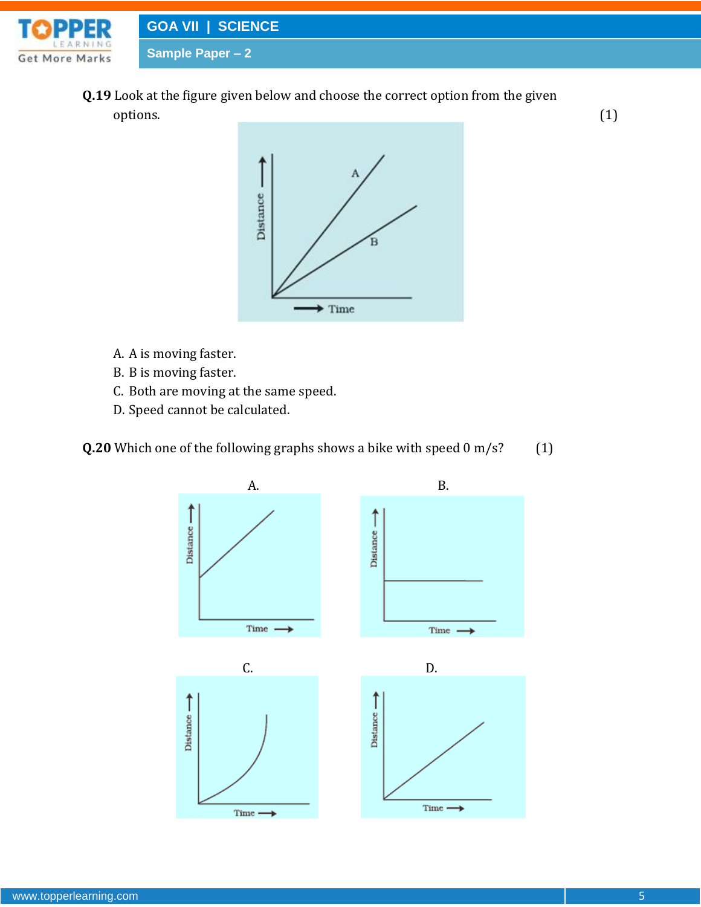**Q.19** Look at the figure given below and choose the correct option from the given options. (1)

A. A is moving faster.
B. B is moving faster.
C. Both are moving at the same speed.
D. Speed cannot be calculated.

**Q.20** Which one of the following graphs shows a bike with speed 0 m/s? (1)

A.

B.

C.

D.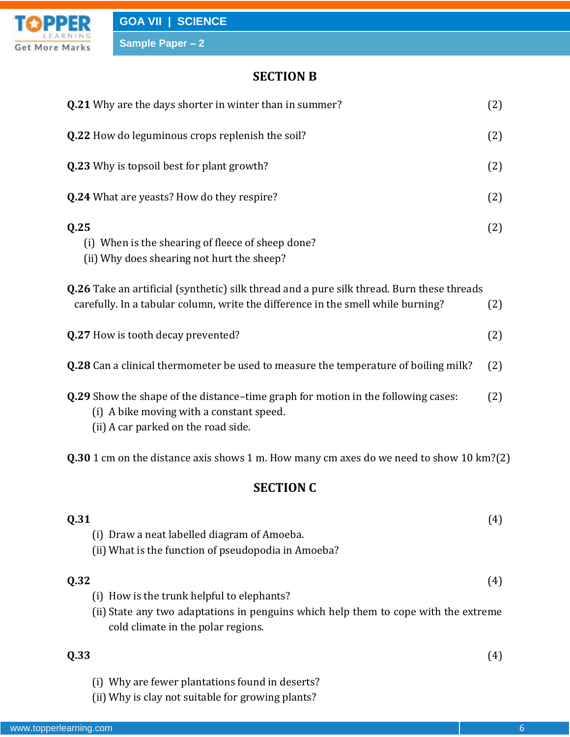## SECTION B

**Q.21** Why are the days shorter in winter than in summer? (2)

**Q.22** How do leguminous crops replenish the soil? (2)

**Q.23** Why is topsoil best for plant growth? (2)

**Q.24** What are yeasts? How do they respire? (2)

**Q.25** (2)

(i) When is the shearing of fleece of sheep done?

(ii) Why does shearing not hurt the sheep?

**Q.26** Take an artificial (synthetic) silk thread and a pure silk thread. Burn these threads carefully. In a tabular column, write the difference in the smell while burning? (2)

**Q.27** How is tooth decay prevented? (2)

**Q.28** Can a clinical thermometer be used to measure the temperature of boiling milk? (2)

**Q.29** Show the shape of the distance–time graph for motion in the following cases: (2)

(i) A bike moving with a constant speed.

(ii) A car parked on the road side.

**Q.30** 1 cm on the distance axis shows 1 m. How many cm axes do we need to show 10 km? (2)

## SECTION C

**Q.31** (4)

(i) Draw a neat labelled diagram of Amoeba.

(ii) What is the function of pseudopodia in Amoeba?

**Q.32** (4)

(i) How is the trunk helpful to elephants?

(ii) State any two adaptations in penguins which help them to cope with the extreme cold climate in the polar regions.

**Q.33** (4)

(i) Why are fewer plantations found in deserts?

(ii) Why is clay not suitable for growing plants?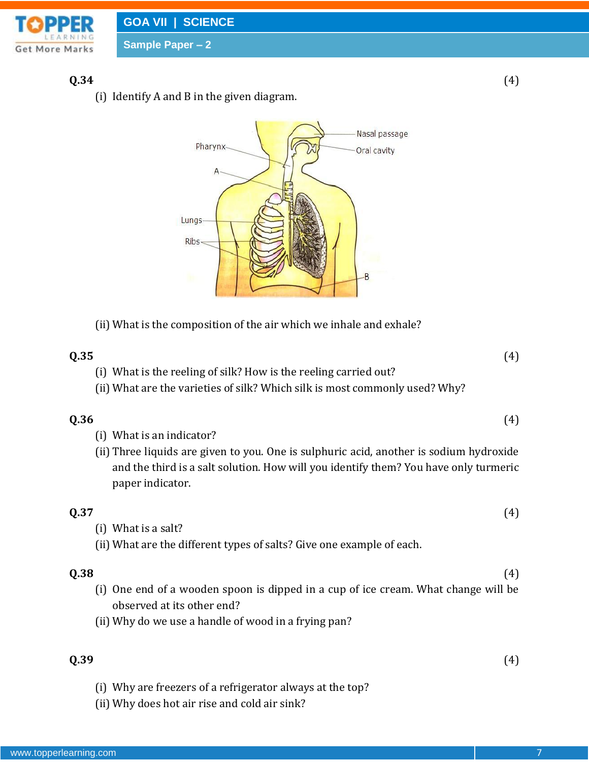**Q.34** (4)

(i) Identify A and B in the given diagram.

Nasal passage

Pharynx

Oral cavity

A

Lungs

Ribs

B

(ii) What is the composition of the air which we inhale and exhale?

**Q.35** (4)

(i) What is the reeling of silk? How is the reeling carried out?

(ii) What are the varieties of silk? Which silk is most commonly used? Why?

**Q.36** (4)

(i) What is an indicator?

(ii) Three liquids are given to you. One is sulphuric acid, another is sodium hydroxide and the third is a salt solution. How will you identify them? You have only turmeric paper indicator.

**Q.37** (4)

(i) What is a salt?

(ii) What are the different types of salts? Give one example of each.

**Q.38** (4)

(i) One end of a wooden spoon is dipped in a cup of ice cream. What change will be observed at its other end?

(ii) Why do we use a handle of wood in a frying pan?

**Q.39** (4)

(i) Why are freezers of a refrigerator always at the top?

(ii) Why does hot air rise and cold air sink?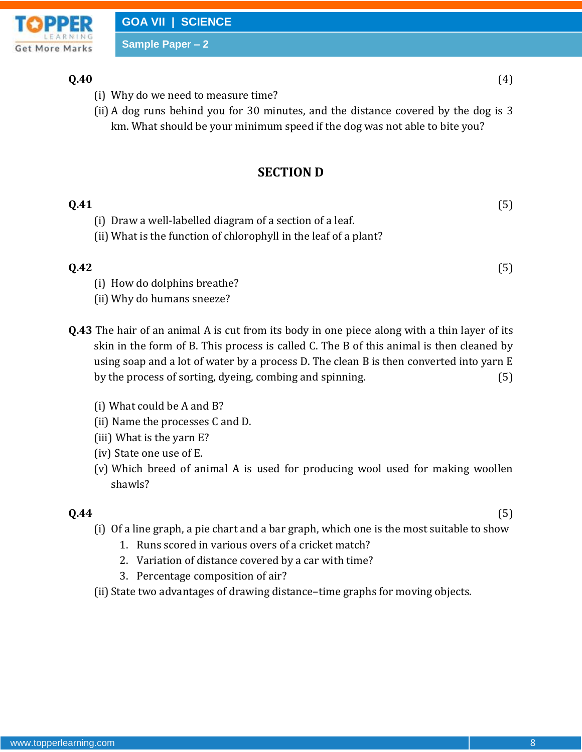**Q.40** (4)

(i) Why do we need to measure time?

(ii) A dog runs behind you for 30 minutes, and the distance covered by the dog is 3 km. What should be your minimum speed if the dog was not able to bite you?

## SECTION D

**Q.41** (5)

(i) Draw a well-labelled diagram of a section of a leaf.

(ii) What is the function of chlorophyll in the leaf of a plant?

**Q.42** (5)

(i) How do dolphins breathe?

(ii) Why do humans sneeze?

**Q.43** The hair of an animal A is cut from its body in one piece along with a thin layer of its skin in the form of B. This process is called C. The B of this animal is then cleaned by using soap and a lot of water by a process D. The clean B is then converted into yarn E by the process of sorting, dyeing, combing and spinning. (5)

(i) What could be A and B?

(ii) Name the processes C and D.

(iii) What is the yarn E?

(iv) State one use of E.

(v) Which breed of animal A is used for producing wool used for making woollen shawls?

**Q.44** (5)

(i) Of a line graph, a pie chart and a bar graph, which one is the most suitable to show

1. Runs scored in various overs of a cricket match?
2. Variation of distance covered by a car with time?
3. Percentage composition of air?

(ii) State two advantages of drawing distance–time graphs for moving objects.